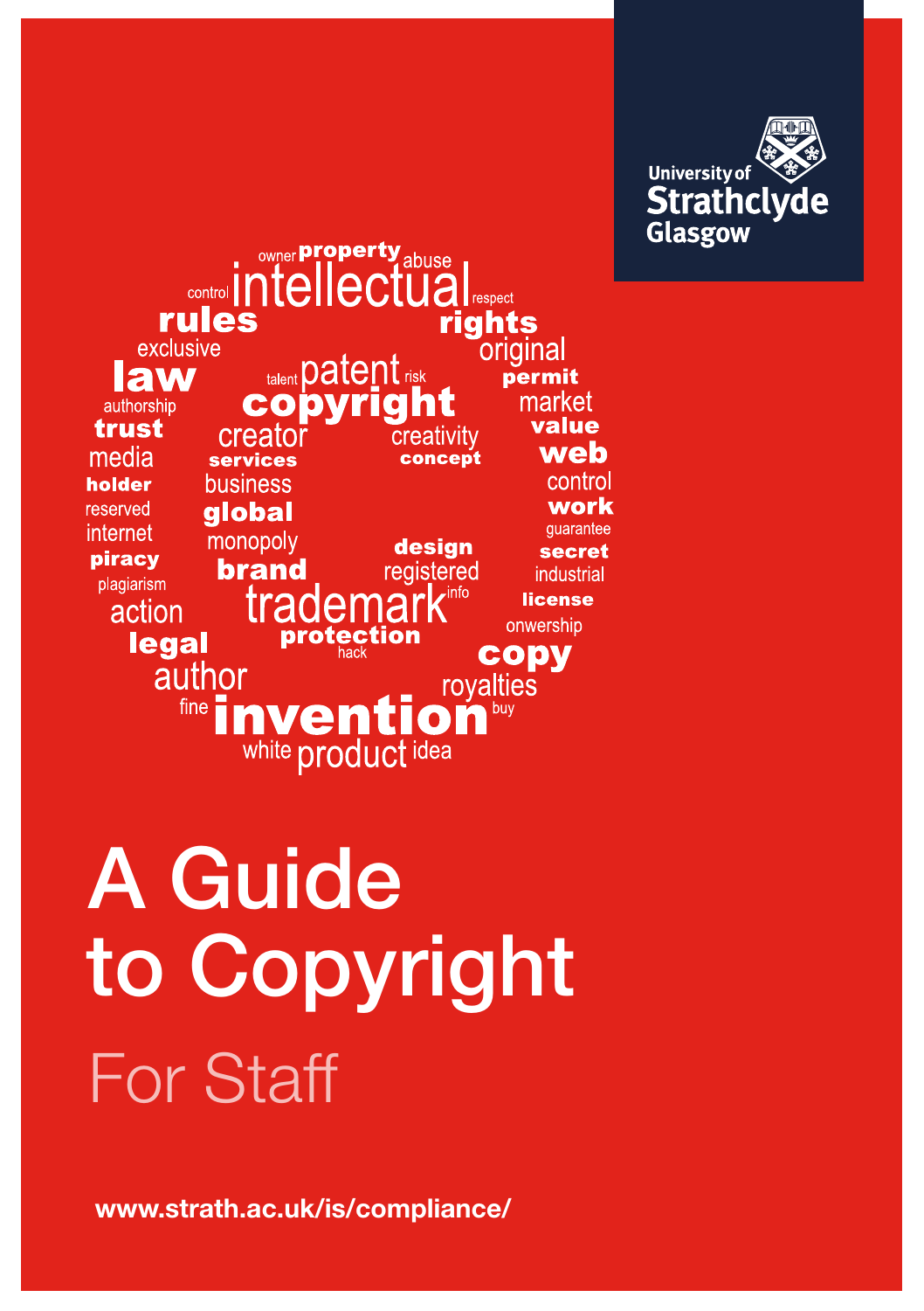University of Strathclyde Glasgow

# A Guide to Copyright

## For Staff

www.strath.ac.uk/is/compliance/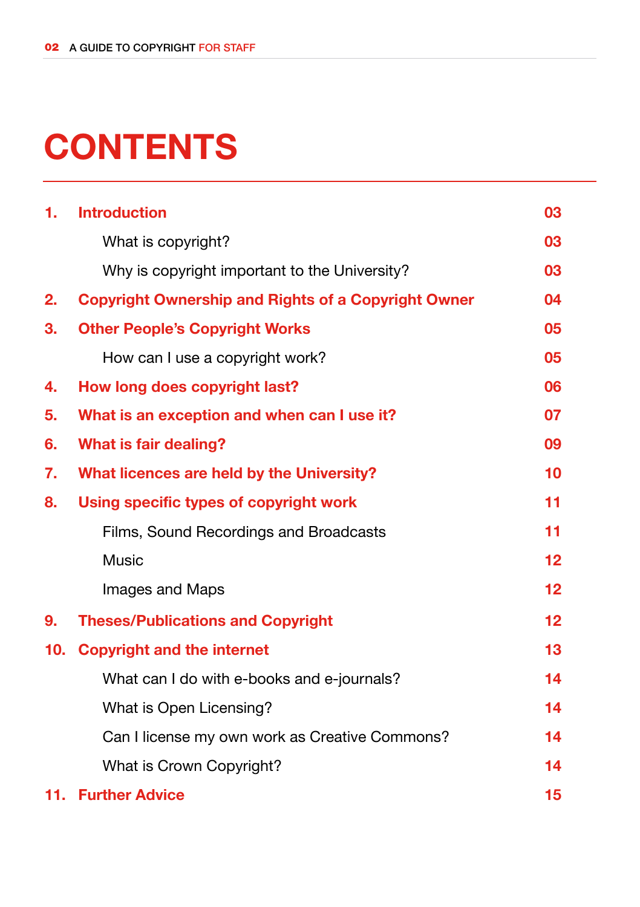# CONTENTS

| | | |
|---|---|---|
| **1.** | **Introduction** | **03** |
| | What is copyright? | 03 |
| | Why is copyright important to the University? | 03 |
| **2.** | **Copyright Ownership and Rights of a Copyright Owner** | **04** |
| **3.** | **Other People's Copyright Works** | **05** |
| | How can I use a copyright work? | 05 |
| **4.** | **How long does copyright last?** | **06** |
| **5.** | **What is an exception and when can I use it?** | **07** |
| **6.** | **What is fair dealing?** | **09** |
| **7.** | **What licences are held by the University?** | **10** |
| **8.** | **Using specific types of copyright work** | **11** |
| | Films, Sound Recordings and Broadcasts | 11 |
| | Music | 12 |
| | Images and Maps | 12 |
| **9.** | **Theses/Publications and Copyright** | **12** |
| **10.** | **Copyright and the internet** | **13** |
| | What can I do with e-books and e-journals? | 14 |
| | What is Open Licensing? | 14 |
| | Can I license my own work as Creative Commons? | 14 |
| | What is Crown Copyright? | 14 |
| **11.** | **Further Advice** | **15** |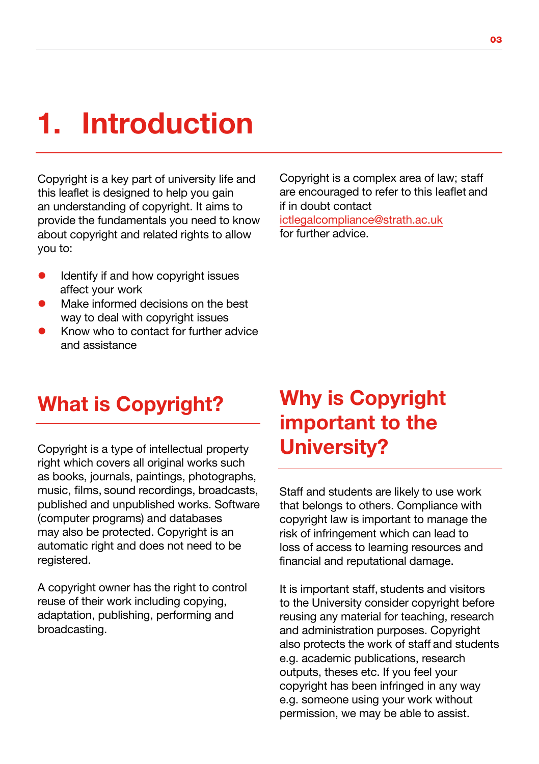# 1. Introduction

Copyright is a key part of university life and this leaflet is designed to help you gain an understanding of copyright. It aims to provide the fundamentals you need to know about copyright and related rights to allow you to:

- Identify if and how copyright issues affect your work
- Make informed decisions on the best way to deal with copyright issues
- Know who to contact for further advice and assistance

Copyright is a complex area of law; staff are encouraged to refer to this leaflet and if in doubt contact ictlegalcompliance@strath.ac.uk for further advice.

## What is Copyright?

Copyright is a type of intellectual property right which covers all original works such as books, journals, paintings, photographs, music, films, sound recordings, broadcasts, published and unpublished works. Software (computer programs) and databases may also be protected. Copyright is an automatic right and does not need to be registered.

A copyright owner has the right to control reuse of their work including copying, adaptation, publishing, performing and broadcasting.

## Why is Copyright important to the University?

Staff and students are likely to use work that belongs to others. Compliance with copyright law is important to manage the risk of infringement which can lead to loss of access to learning resources and financial and reputational damage.

It is important staff, students and visitors to the University consider copyright before reusing any material for teaching, research and administration purposes. Copyright also protects the work of staff and students e.g. academic publications, research outputs, theses etc. If you feel your copyright has been infringed in any way e.g. someone using your work without permission, we may be able to assist.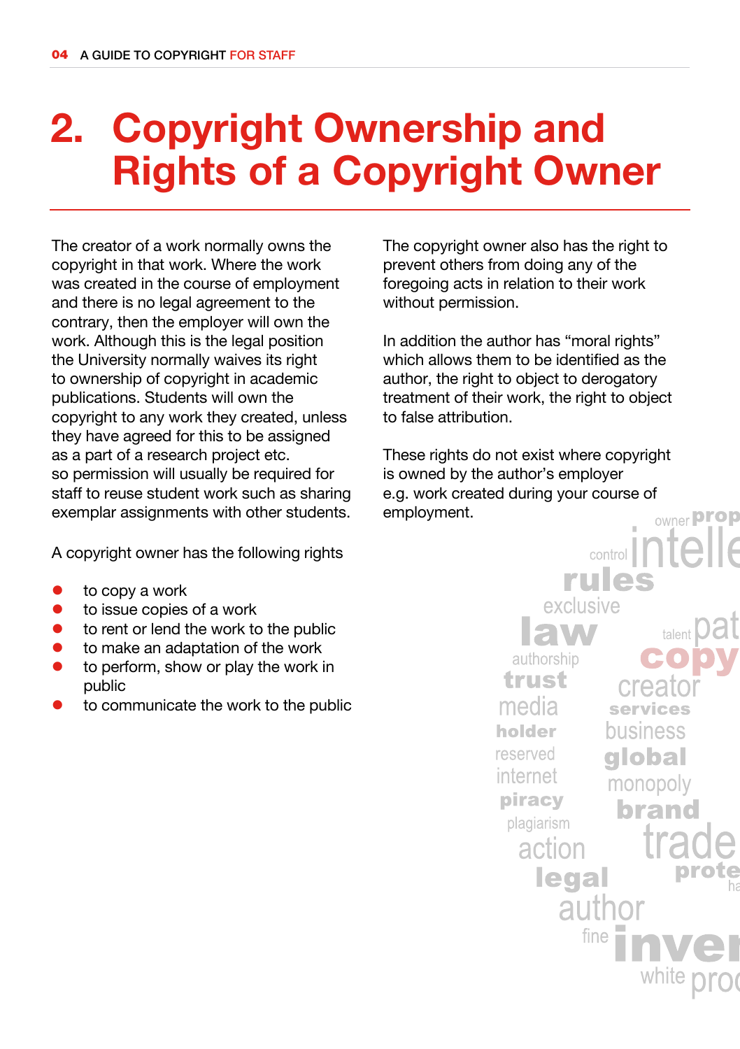# 2. Copyright Ownership and Rights of a Copyright Owner

The creator of a work normally owns the copyright in that work. Where the work was created in the course of employment and there is no legal agreement to the contrary, then the employer will own the work. Although this is the legal position the University normally waives its right to ownership of copyright in academic publications. Students will own the copyright to any work they created, unless they have agreed for this to be assigned as a part of a research project etc. so permission will usually be required for staff to reuse student work such as sharing exemplar assignments with other students.

A copyright owner has the following rights

- to copy a work
- to issue copies of a work
- to rent or lend the work to the public
- to make an adaptation of the work
- to perform, show or play the work in public
- to communicate the work to the public

The copyright owner also has the right to prevent others from doing any of the foregoing acts in relation to their work without permission.

In addition the author has "moral rights" which allows them to be identified as the author, the right to object to derogatory treatment of their work, the right to object to false attribution.

These rights do not exist where copyright is owned by the author's employer e.g. work created during your course of employment.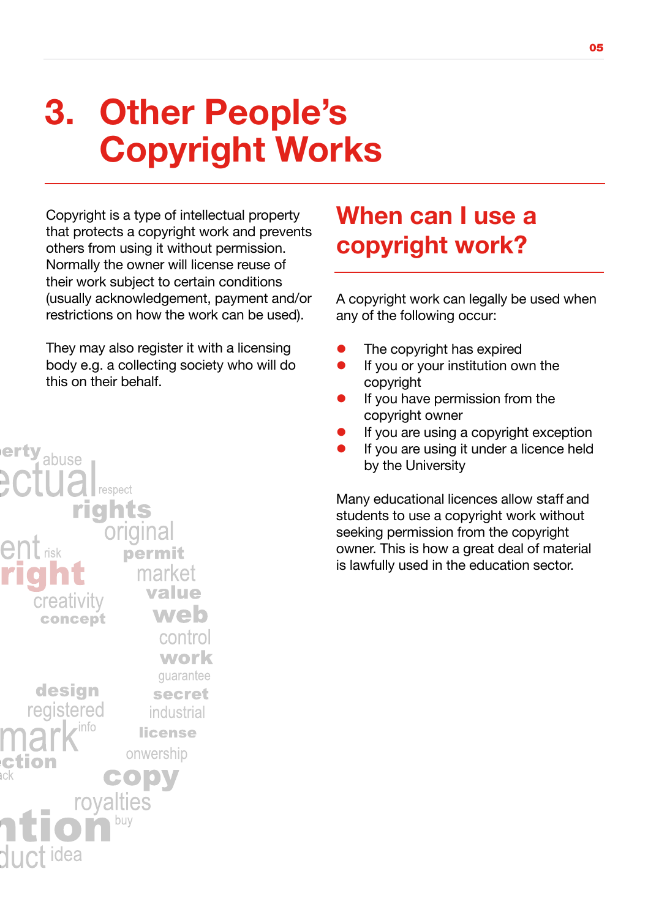# 3. Other People's Copyright Works

Copyright is a type of intellectual property that protects a copyright work and prevents others from using it without permission. Normally the owner will license reuse of their work subject to certain conditions (usually acknowledgement, payment and/or restrictions on how the work can be used).

They may also register it with a licensing body e.g. a collecting society who will do this on their behalf.

## When can I use a copyright work?

A copyright work can legally be used when any of the following occur:

- The copyright has expired
- If you or your institution own the copyright
- If you have permission from the copyright owner
- If you are using a copyright exception
- If you are using it under a licence held by the University

Many educational licences allow staff and students to use a copyright work without seeking permission from the copyright owner. This is how a great deal of material is lawfully used in the education sector.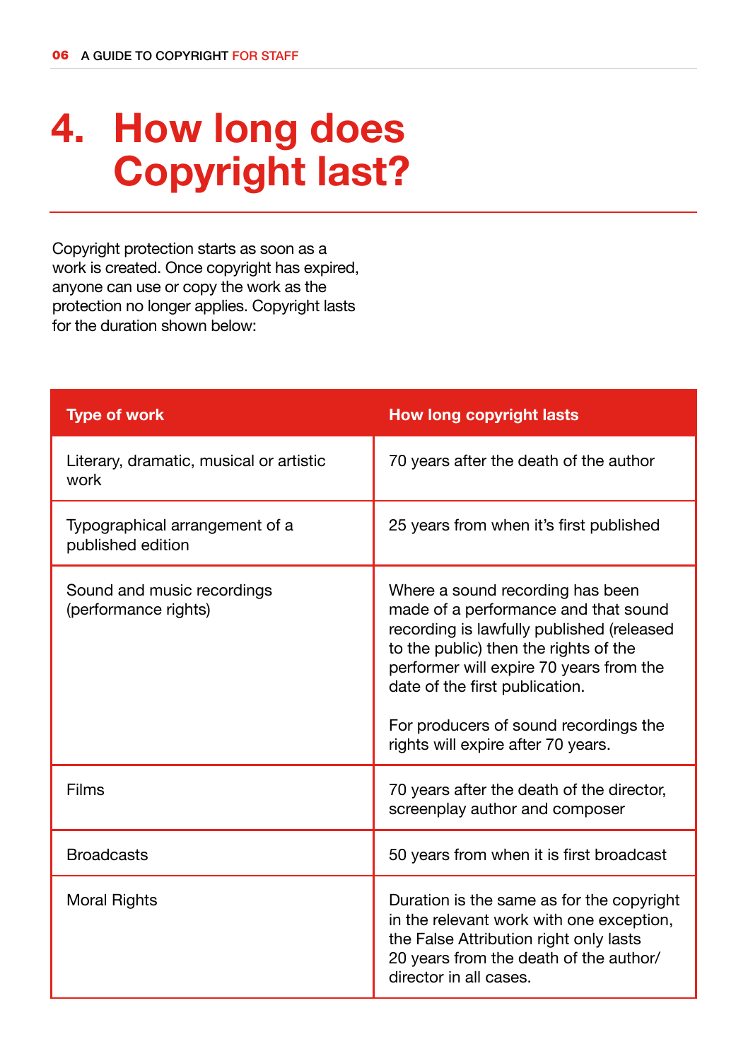# 4. How long does Copyright last?

Copyright protection starts as soon as a work is created. Once copyright has expired, anyone can use or copy the work as the protection no longer applies. Copyright lasts for the duration shown below:

| Type of work | How long copyright lasts |
|---|---|
| Literary, dramatic, musical or artistic work | 70 years after the death of the author |
| Typographical arrangement of a published edition | 25 years from when it's first published |
| Sound and music recordings (performance rights) | Where a sound recording has been made of a performance and that sound recording is lawfully published (released to the public) then the rights of the performer will expire 70 years from the date of the first publication.<br><br>For producers of sound recordings the rights will expire after 70 years. |
| Films | 70 years after the death of the director, screenplay author and composer |
| Broadcasts | 50 years from when it is first broadcast |
| Moral Rights | Duration is the same as for the copyright in the relevant work with one exception, the False Attribution right only lasts 20 years from the death of the author/ director in all cases. |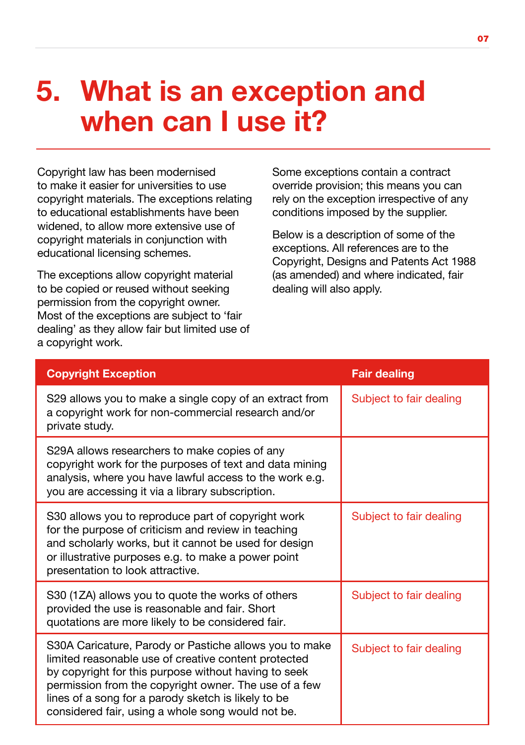# 5. What is an exception and when can I use it?

Copyright law has been modernised to make it easier for universities to use copyright materials. The exceptions relating to educational establishments have been widened, to allow more extensive use of copyright materials in conjunction with educational licensing schemes.

The exceptions allow copyright material to be copied or reused without seeking permission from the copyright owner. Most of the exceptions are subject to 'fair dealing' as they allow fair but limited use of a copyright work.

Some exceptions contain a contract override provision; this means you can rely on the exception irrespective of any conditions imposed by the supplier.

Below is a description of some of the exceptions. All references are to the Copyright, Designs and Patents Act 1988 (as amended) and where indicated, fair dealing will also apply.

| Copyright Exception | Fair dealing |
| --- | --- |
| S29 allows you to make a single copy of an extract from a copyright work for non-commercial research and/or private study. | Subject to fair dealing |
| S29A allows researchers to make copies of any copyright work for the purposes of text and data mining analysis, where you have lawful access to the work e.g. you are accessing it via a library subscription. | |
| S30 allows you to reproduce part of copyright work for the purpose of criticism and review in teaching and scholarly works, but it cannot be used for design or illustrative purposes e.g. to make a power point presentation to look attractive. | Subject to fair dealing |
| S30 (1ZA) allows you to quote the works of others provided the use is reasonable and fair. Short quotations are more likely to be considered fair. | Subject to fair dealing |
| S30A Caricature, Parody or Pastiche allows you to make limited reasonable use of creative content protected by copyright for this purpose without having to seek permission from the copyright owner. The use of a few lines of a song for a parody sketch is likely to be considered fair, using a whole song would not be. | Subject to fair dealing |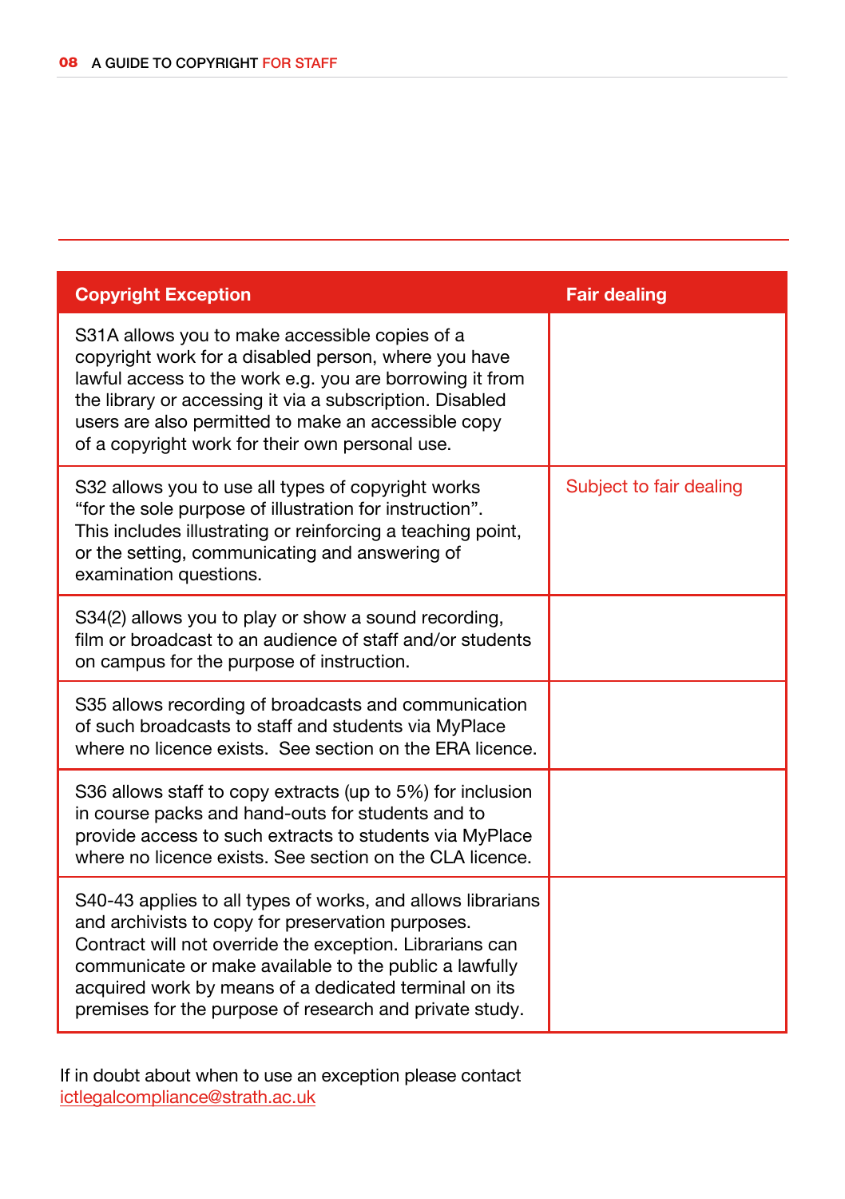| Copyright Exception | Fair dealing |
|---|---|
| S31A allows you to make accessible copies of a copyright work for a disabled person, where you have lawful access to the work e.g. you are borrowing it from the library or accessing it via a subscription. Disabled users are also permitted to make an accessible copy of a copyright work for their own personal use. | |
| S32 allows you to use all types of copyright works "for the sole purpose of illustration for instruction". This includes illustrating or reinforcing a teaching point, or the setting, communicating and answering of examination questions. | Subject to fair dealing |
| S34(2) allows you to play or show a sound recording, film or broadcast to an audience of staff and/or students on campus for the purpose of instruction. | |
| S35 allows recording of broadcasts and communication of such broadcasts to staff and students via MyPlace where no licence exists. See section on the ERA licence. | |
| S36 allows staff to copy extracts (up to 5%) for inclusion in course packs and hand-outs for students and to provide access to such extracts to students via MyPlace where no licence exists. See section on the CLA licence. | |
| S40-43 applies to all types of works, and allows librarians and archivists to copy for preservation purposes. Contract will not override the exception. Librarians can communicate or make available to the public a lawfully acquired work by means of a dedicated terminal on its premises for the purpose of research and private study. | |

If in doubt about when to use an exception please contact ictlegalcompliance@strath.ac.uk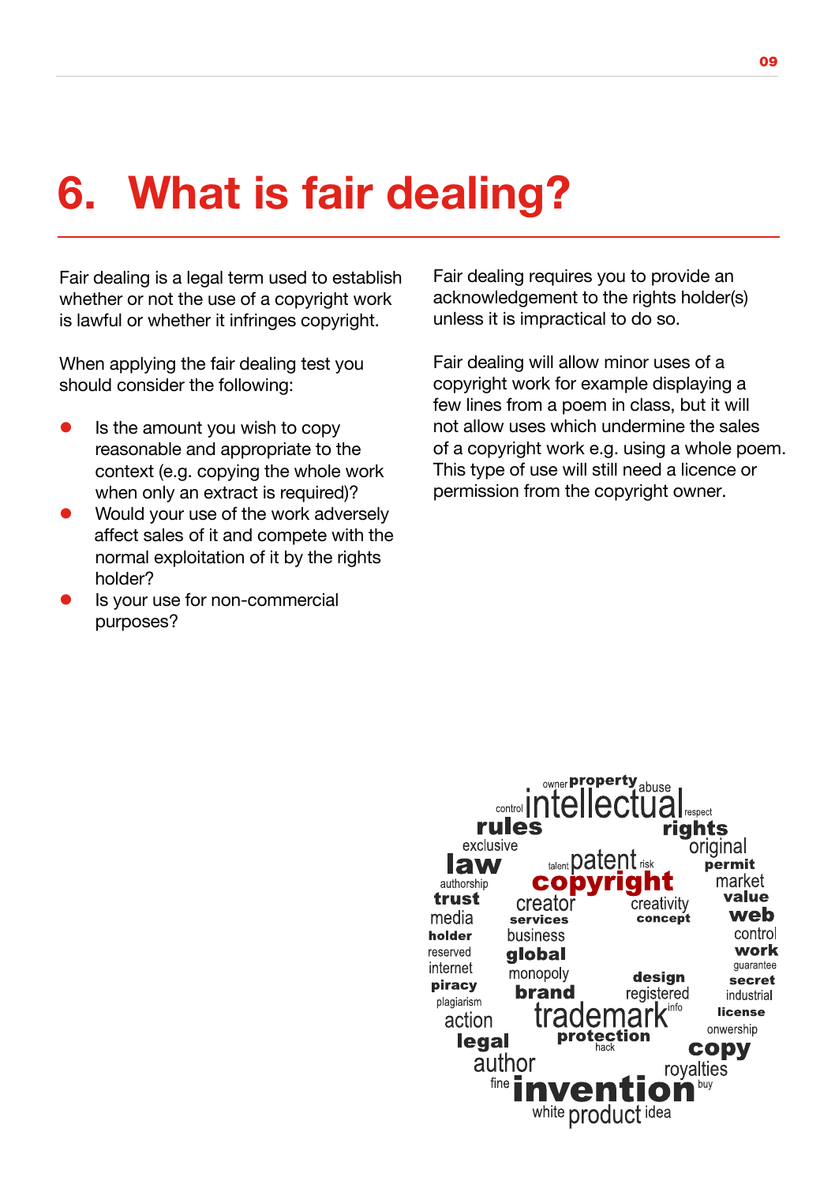# 6. What is fair dealing?

Fair dealing is a legal term used to establish whether or not the use of a copyright work is lawful or whether it infringes copyright.

When applying the fair dealing test you should consider the following:

- Is the amount you wish to copy reasonable and appropriate to the context (e.g. copying the whole work when only an extract is required)?
- Would your use of the work adversely affect sales of it and compete with the normal exploitation of it by the rights holder?
- Is your use for non-commercial purposes?

Fair dealing requires you to provide an acknowledgement to the rights holder(s) unless it is impractical to do so.

Fair dealing will allow minor uses of a copyright work for example displaying a few lines from a poem in class, but it will not allow uses which undermine the sales of a copyright work e.g. using a whole poem. This type of use will still need a licence or permission from the copyright owner.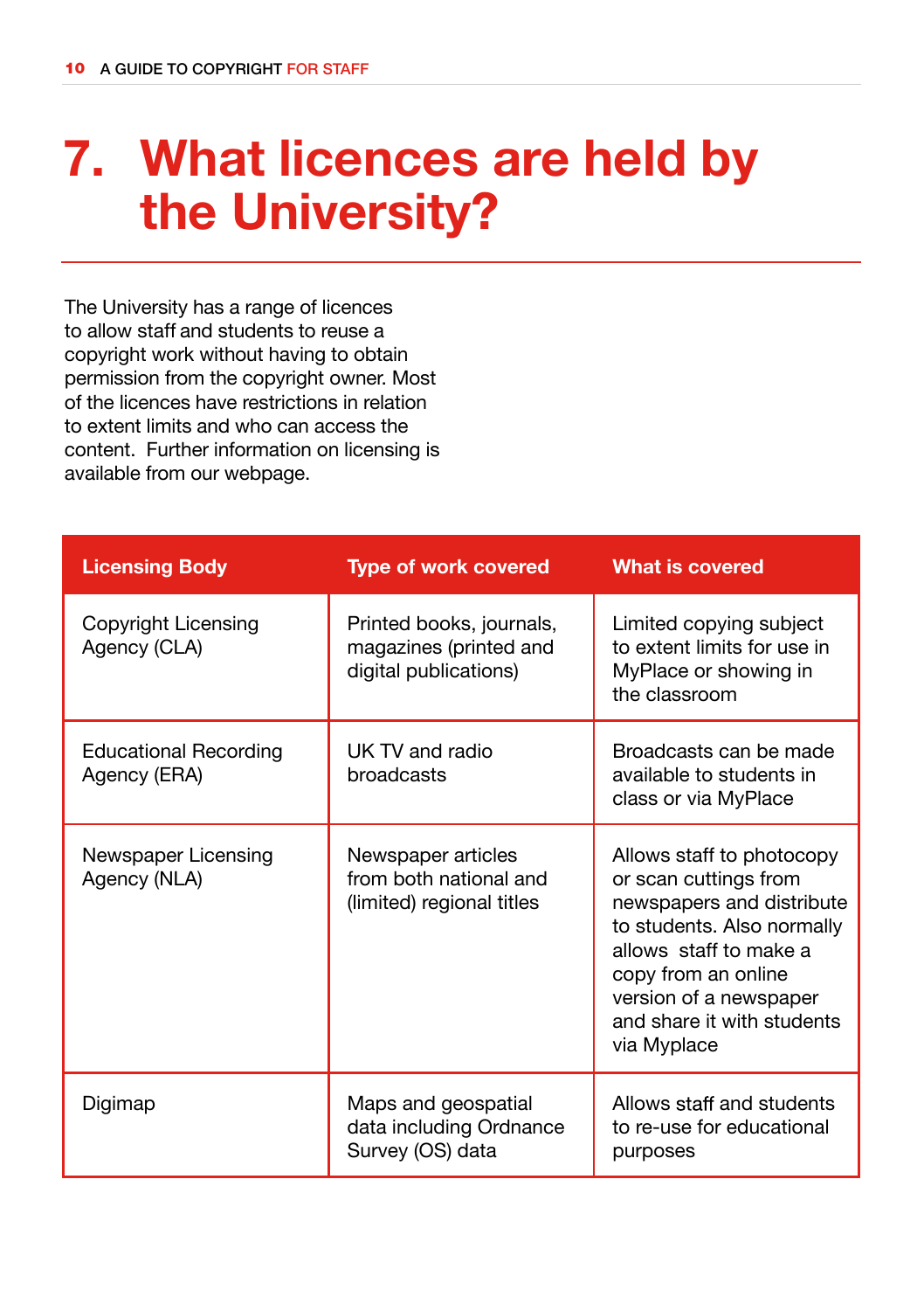# 7. What licences are held by the University?

The University has a range of licences to allow staff and students to reuse a copyright work without having to obtain permission from the copyright owner. Most of the licences have restrictions in relation to extent limits and who can access the content. Further information on licensing is available from our webpage.

| Licensing Body | Type of work covered | What is covered |
|---|---|---|
| Copyright Licensing Agency (CLA) | Printed books, journals, magazines (printed and digital publications) | Limited copying subject to extent limits for use in MyPlace or showing in the classroom |
| Educational Recording Agency (ERA) | UK TV and radio broadcasts | Broadcasts can be made available to students in class or via MyPlace |
| Newspaper Licensing Agency (NLA) | Newspaper articles from both national and (limited) regional titles | Allows staff to photocopy or scan cuttings from newspapers and distribute to students. Also normally allows staff to make a copy from an online version of a newspaper and share it with students via Myplace |
| Digimap | Maps and geospatial data including Ordnance Survey (OS) data | Allows staff and students to re-use for educational purposes |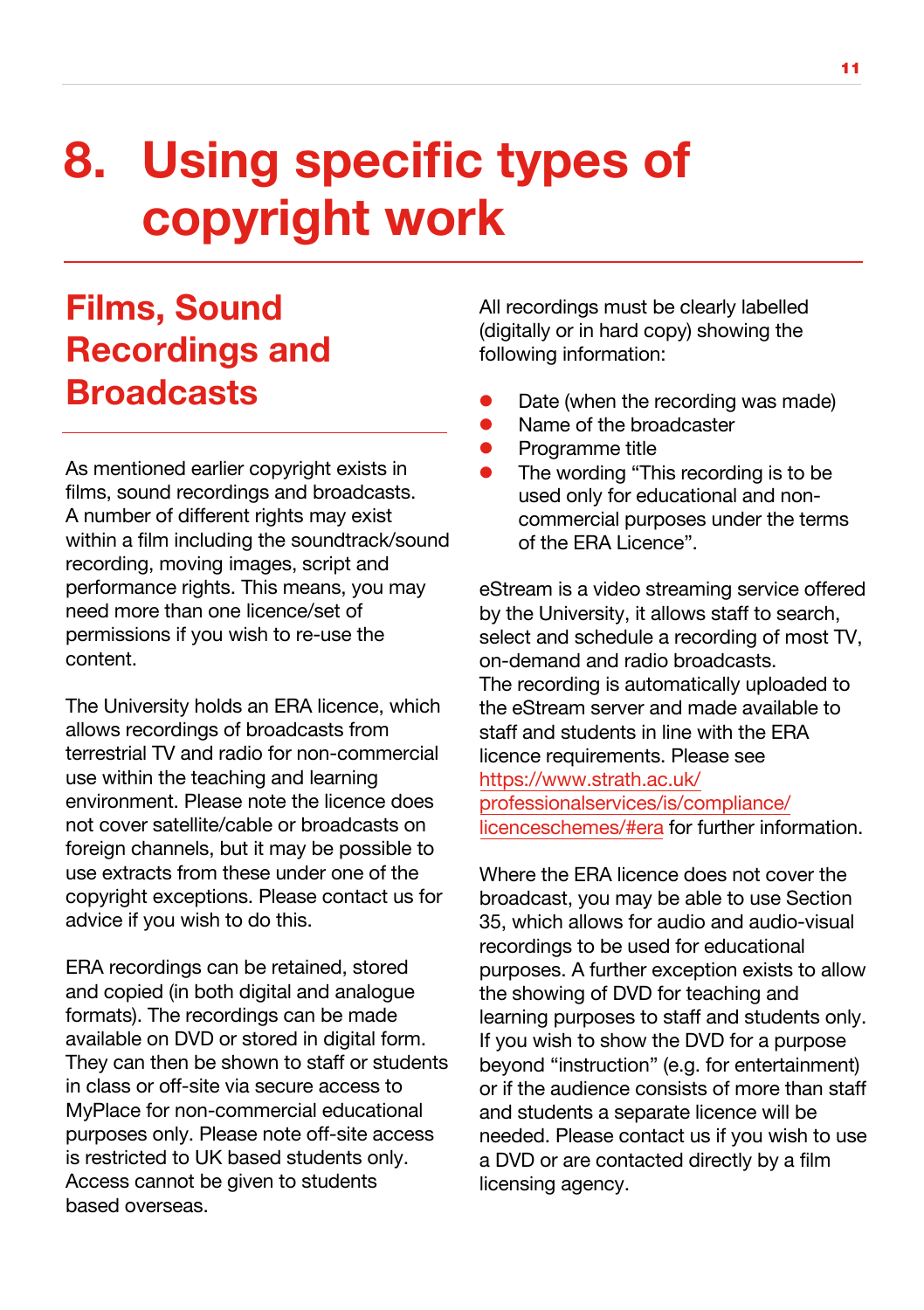# 8. Using specific types of copyright work

## Films, Sound Recordings and Broadcasts

As mentioned earlier copyright exists in films, sound recordings and broadcasts. A number of different rights may exist within a film including the soundtrack/sound recording, moving images, script and performance rights. This means, you may need more than one licence/set of permissions if you wish to re-use the content.

The University holds an ERA licence, which allows recordings of broadcasts from terrestrial TV and radio for non-commercial use within the teaching and learning environment. Please note the licence does not cover satellite/cable or broadcasts on foreign channels, but it may be possible to use extracts from these under one of the copyright exceptions. Please contact us for advice if you wish to do this.

ERA recordings can be retained, stored and copied (in both digital and analogue formats). The recordings can be made available on DVD or stored in digital form. They can then be shown to staff or students in class or off-site via secure access to MyPlace for non-commercial educational purposes only. Please note off-site access is restricted to UK based students only. Access cannot be given to students based overseas.

All recordings must be clearly labelled (digitally or in hard copy) showing the following information:

- Date (when the recording was made)
- Name of the broadcaster
- Programme title
- The wording "This recording is to be used only for educational and non-commercial purposes under the terms of the ERA Licence".

eStream is a video streaming service offered by the University, it allows staff to search, select and schedule a recording of most TV, on-demand and radio broadcasts.
The recording is automatically uploaded to the eStream server and made available to staff and students in line with the ERA licence requirements. Please see https://www.strath.ac.uk/professionalservices/is/compliance/licenceschemes/#era for further information.

Where the ERA licence does not cover the broadcast, you may be able to use Section 35, which allows for audio and audio-visual recordings to be used for educational purposes. A further exception exists to allow the showing of DVD for teaching and learning purposes to staff and students only. If you wish to show the DVD for a purpose beyond "instruction" (e.g. for entertainment) or if the audience consists of more than staff and students a separate licence will be needed. Please contact us if you wish to use a DVD or are contacted directly by a film licensing agency.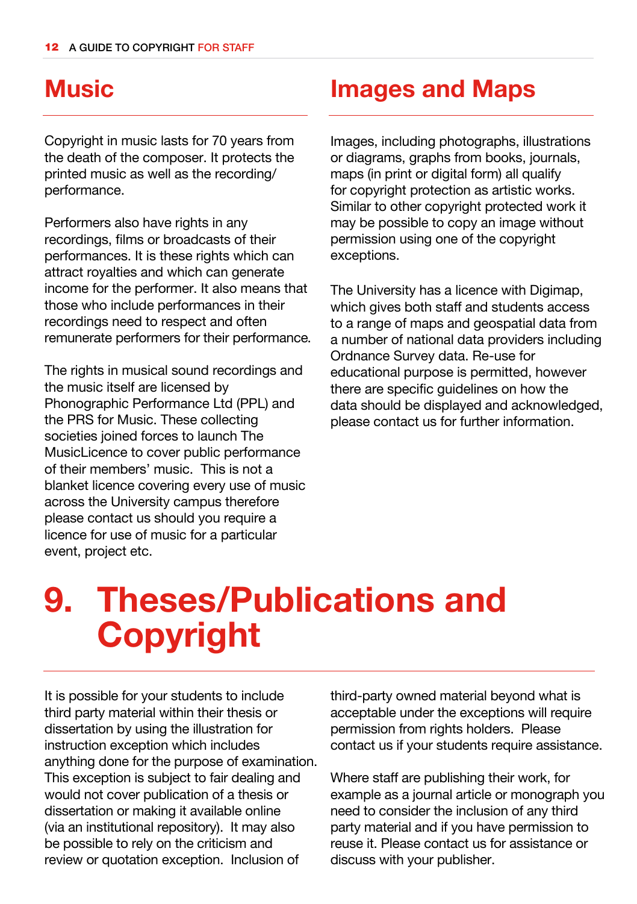## Music

Copyright in music lasts for 70 years from the death of the composer. It protects the printed music as well as the recording/ performance.

Performers also have rights in any recordings, films or broadcasts of their performances. It is these rights which can attract royalties and which can generate income for the performer. It also means that those who include performances in their recordings need to respect and often remunerate performers for their performance.

The rights in musical sound recordings and the music itself are licensed by Phonographic Performance Ltd (PPL) and the PRS for Music. These collecting societies joined forces to launch The MusicLicence to cover public performance of their members' music. This is not a blanket licence covering every use of music across the University campus therefore please contact us should you require a licence for use of music for a particular event, project etc.

## Images and Maps

Images, including photographs, illustrations or diagrams, graphs from books, journals, maps (in print or digital form) all qualify for copyright protection as artistic works. Similar to other copyright protected work it may be possible to copy an image without permission using one of the copyright exceptions.

The University has a licence with Digimap, which gives both staff and students access to a range of maps and geospatial data from a number of national data providers including Ordnance Survey data. Re-use for educational purpose is permitted, however there are specific guidelines on how the data should be displayed and acknowledged, please contact us for further information.

# 9. Theses/Publications and Copyright

It is possible for your students to include third party material within their thesis or dissertation by using the illustration for instruction exception which includes anything done for the purpose of examination. This exception is subject to fair dealing and would not cover publication of a thesis or dissertation or making it available online (via an institutional repository). It may also be possible to rely on the criticism and review or quotation exception. Inclusion of third-party owned material beyond what is acceptable under the exceptions will require permission from rights holders. Please contact us if your students require assistance.

Where staff are publishing their work, for example as a journal article or monograph you need to consider the inclusion of any third party material and if you have permission to reuse it. Please contact us for assistance or discuss with your publisher.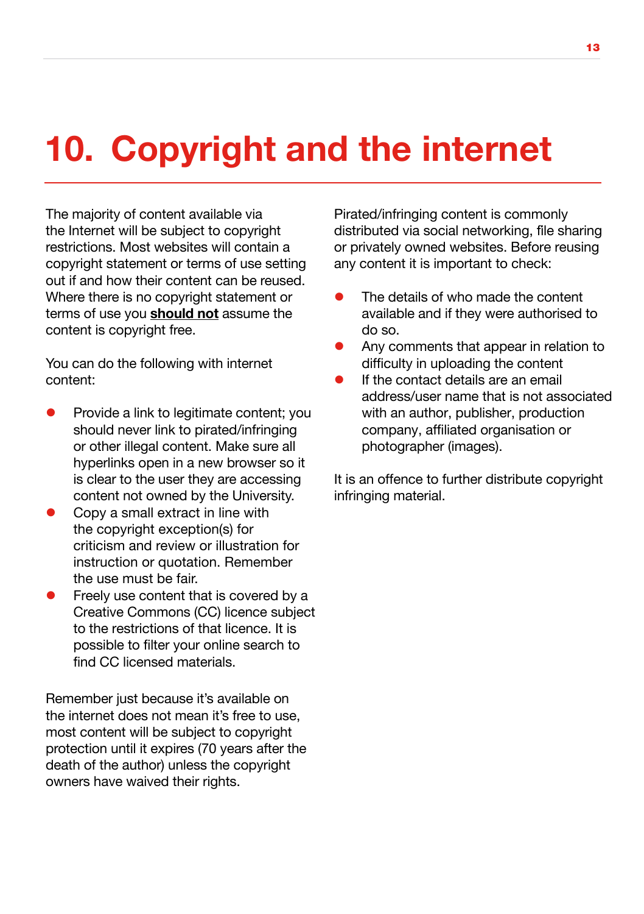# 10. Copyright and the internet

The majority of content available via the Internet will be subject to copyright restrictions. Most websites will contain a copyright statement or terms of use setting out if and how their content can be reused. Where there is no copyright statement or terms of use you **should not** assume the content is copyright free.

You can do the following with internet content:

- Provide a link to legitimate content; you should never link to pirated/infringing or other illegal content. Make sure all hyperlinks open in a new browser so it is clear to the user they are accessing content not owned by the University.
- Copy a small extract in line with the copyright exception(s) for criticism and review or illustration for instruction or quotation. Remember the use must be fair.
- Freely use content that is covered by a Creative Commons (CC) licence subject to the restrictions of that licence. It is possible to filter your online search to find CC licensed materials.

Remember just because it's available on the internet does not mean it's free to use, most content will be subject to copyright protection until it expires (70 years after the death of the author) unless the copyright owners have waived their rights.

Pirated/infringing content is commonly distributed via social networking, file sharing or privately owned websites. Before reusing any content it is important to check:

- The details of who made the content available and if they were authorised to do so.
- Any comments that appear in relation to difficulty in uploading the content
- If the contact details are an email address/user name that is not associated with an author, publisher, production company, affiliated organisation or photographer (images).

It is an offence to further distribute copyright infringing material.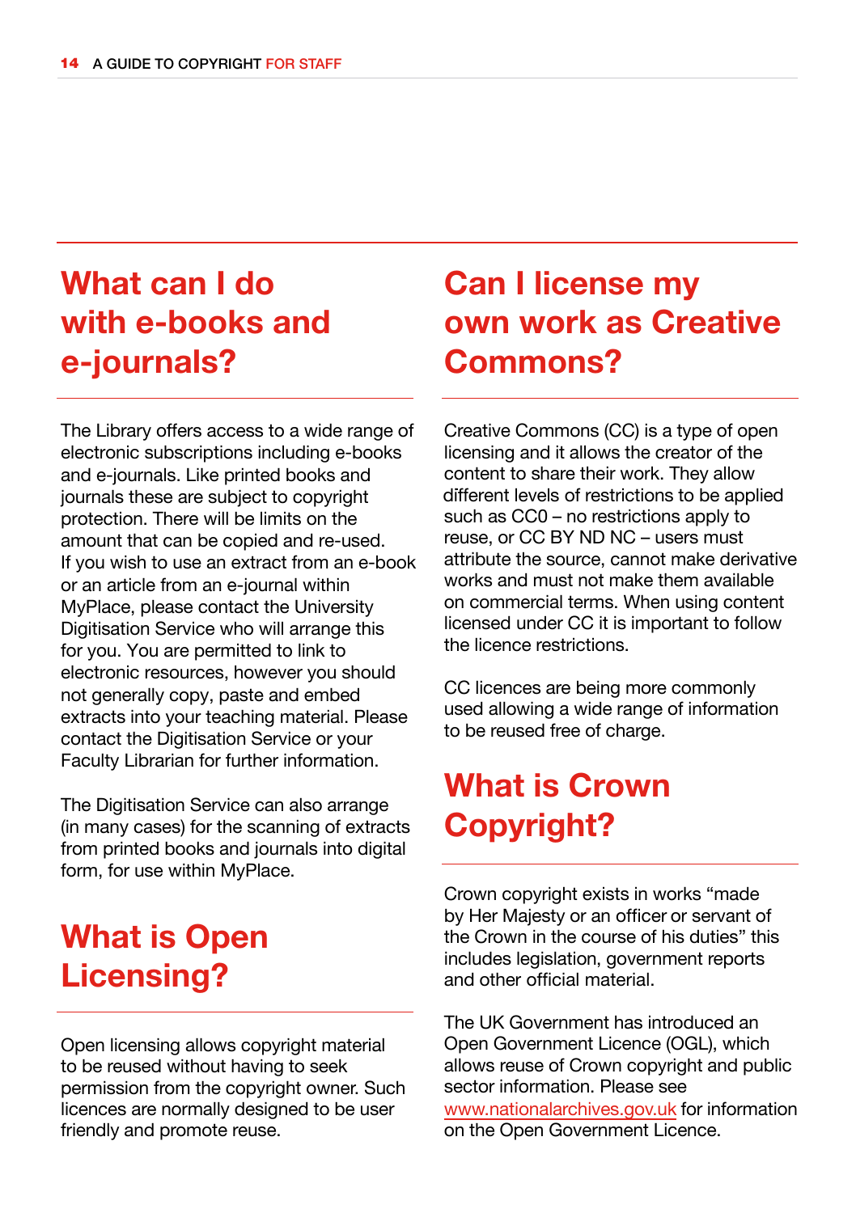## What can I do with e-books and e-journals?

The Library offers access to a wide range of electronic subscriptions including e-books and e-journals. Like printed books and journals these are subject to copyright protection. There will be limits on the amount that can be copied and re-used. If you wish to use an extract from an e-book or an article from an e-journal within MyPlace, please contact the University Digitisation Service who will arrange this for you. You are permitted to link to electronic resources, however you should not generally copy, paste and embed extracts into your teaching material. Please contact the Digitisation Service or your Faculty Librarian for further information.

The Digitisation Service can also arrange (in many cases) for the scanning of extracts from printed books and journals into digital form, for use within MyPlace.

## What is Open Licensing?

Open licensing allows copyright material to be reused without having to seek permission from the copyright owner. Such licences are normally designed to be user friendly and promote reuse.

## Can I license my own work as Creative Commons?

Creative Commons (CC) is a type of open licensing and it allows the creator of the content to share their work. They allow different levels of restrictions to be applied such as CC0 – no restrictions apply to reuse, or CC BY ND NC – users must attribute the source, cannot make derivative works and must not make them available on commercial terms. When using content licensed under CC it is important to follow the licence restrictions.

CC licences are being more commonly used allowing a wide range of information to be reused free of charge.

## What is Crown Copyright?

Crown copyright exists in works "made by Her Majesty or an officer or servant of the Crown in the course of his duties" this includes legislation, government reports and other official material.

The UK Government has introduced an Open Government Licence (OGL), which allows reuse of Crown copyright and public sector information. Please see www.nationalarchives.gov.uk for information on the Open Government Licence.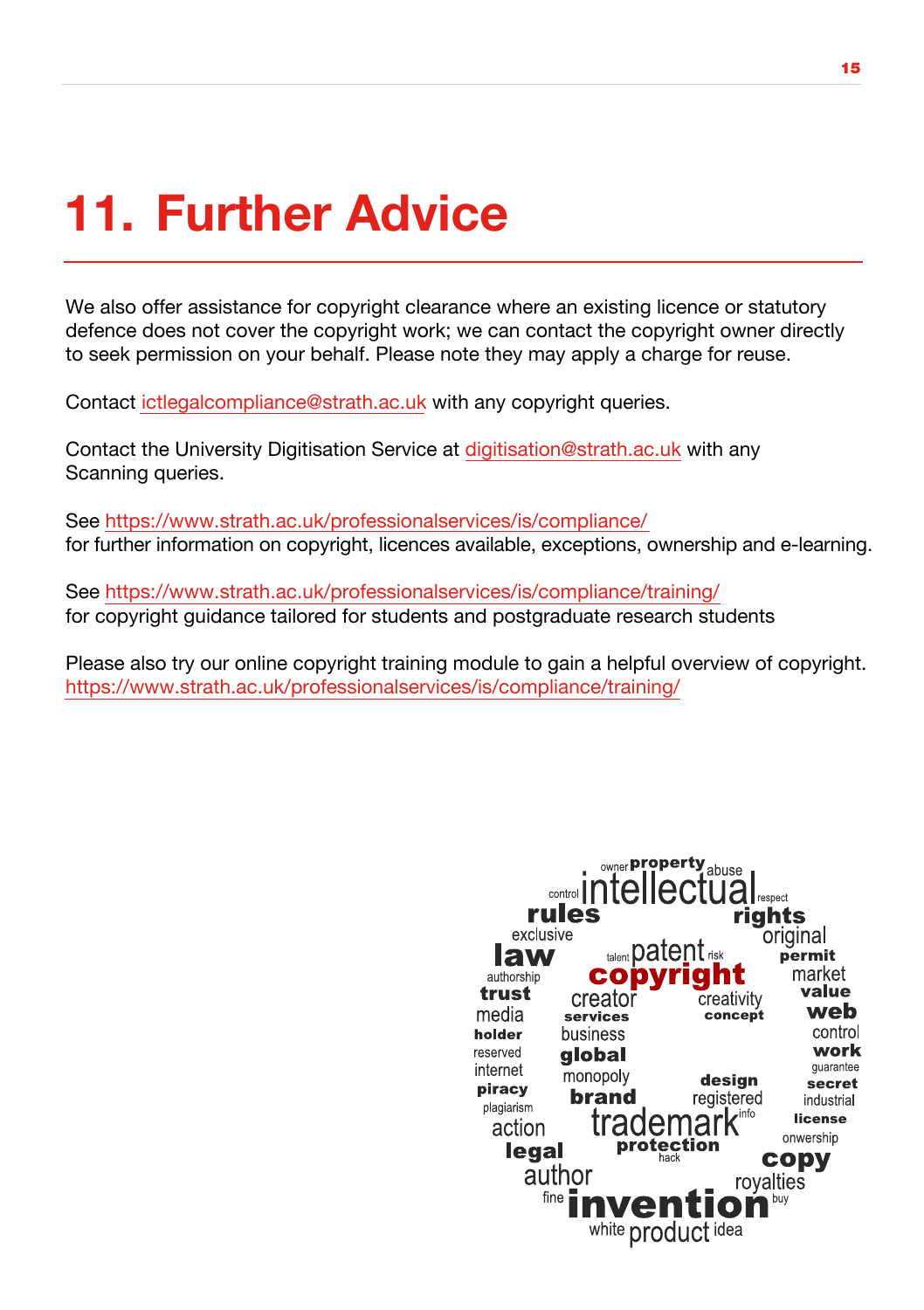# 11. Further Advice

We also offer assistance for copyright clearance where an existing licence or statutory defence does not cover the copyright work; we can contact the copyright owner directly to seek permission on your behalf. Please note they may apply a charge for reuse.

Contact ictlegalcompliance@strath.ac.uk with any copyright queries.

Contact the University Digitisation Service at digitisation@strath.ac.uk with any Scanning queries.

See https://www.strath.ac.uk/professionalservices/is/compliance/ for further information on copyright, licences available, exceptions, ownership and e-learning.

See https://www.strath.ac.uk/professionalservices/is/compliance/training/ for copyright guidance tailored for students and postgraduate research students

Please also try our online copyright training module to gain a helpful overview of copyright. https://www.strath.ac.uk/professionalservices/is/compliance/training/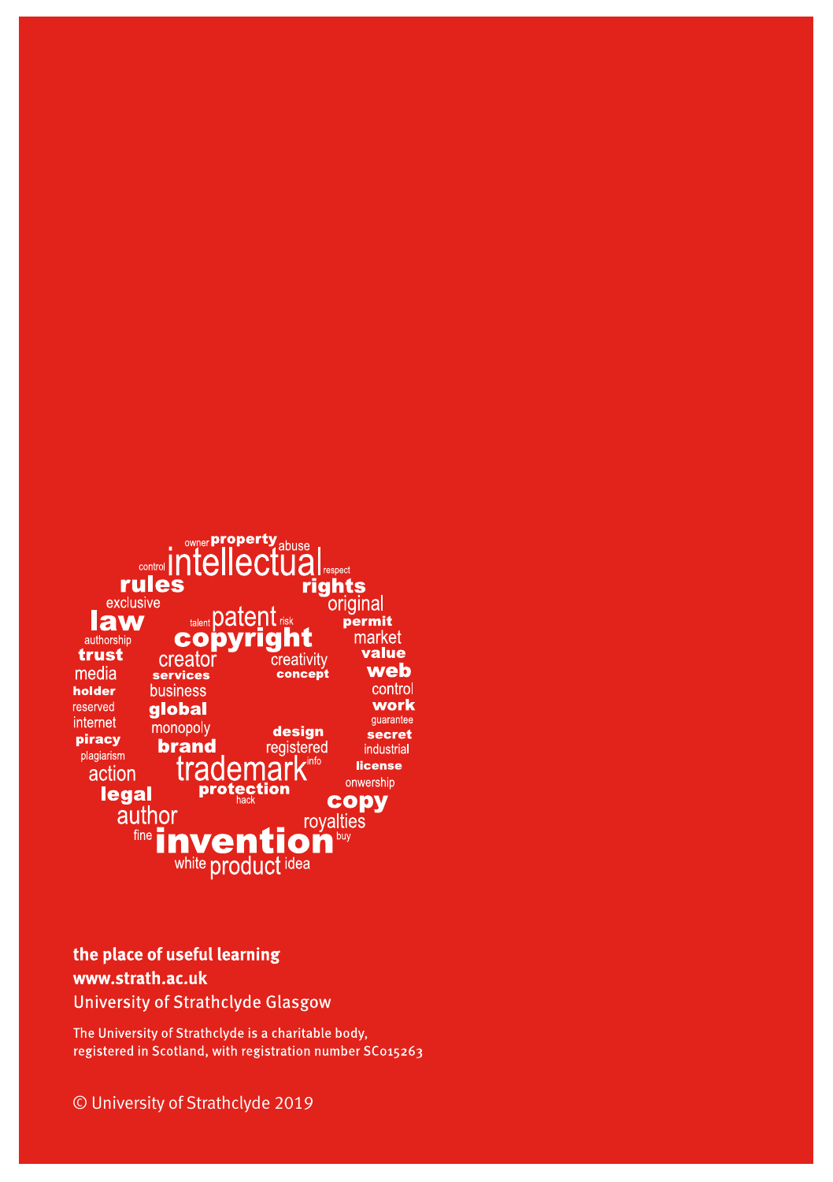owner property abuse
control intellectual respect
rules rights
exclusive original
law talent patent risk permit
authorship copyright market
trust creator creativity value
media services concept web
holder business control
reserved global work
internet monopoly guarantee
piracy design secret
brand registered industrial
plagiarism trademark info license
action protection onwership
legal hack copy
author royalties
fine invention buy
white product idea

**the place of useful learning**
**www.strath.ac.uk**
University of Strathclyde Glasgow

The University of Strathclyde is a charitable body, registered in Scotland, with registration number SC015263

© University of Strathclyde 2019